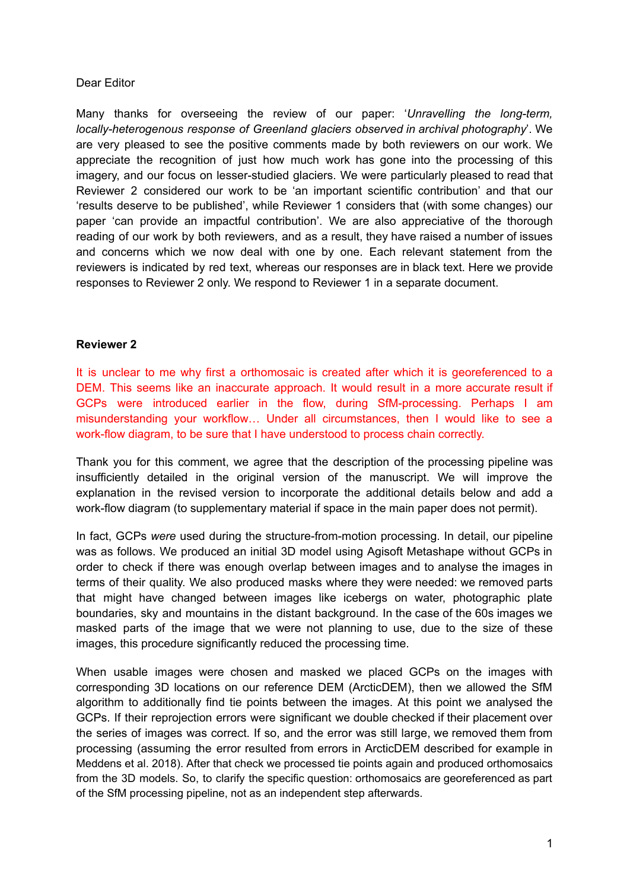Dear Editor

Many thanks for overseeing the review of our paper: '*Unravelling the long-term, locally-heterogenous response of Greenland glaciers observed in archival photography*'. We are very pleased to see the positive comments made by both reviewers on our work. We appreciate the recognition of just how much work has gone into the processing of this imagery, and our focus on lesser-studied glaciers. We were particularly pleased to read that Reviewer 2 considered our work to be 'an important scientific contribution' and that our 'results deserve to be published', while Reviewer 1 considers that (with some changes) our paper 'can provide an impactful contribution'. We are also appreciative of the thorough reading of our work by both reviewers, and as a result, they have raised a number of issues and concerns which we now deal with one by one. Each relevant statement from the reviewers is indicated by red text, whereas our responses are in black text. Here we provide responses to Reviewer 2 only. We respond to Reviewer 1 in a separate document.

**Reviewer 2**

It is unclear to me why first a orthomosaic is created after which it is georeferenced to a DEM. This seems like an inaccurate approach. It would result in a more accurate result if GCPs were introduced earlier in the flow, during SfM-processing. Perhaps I am misunderstanding your workflow… Under all circumstances, then I would like to see a work-flow diagram, to be sure that I have understood to process chain correctly.

Thank you for this comment, we agree that the description of the processing pipeline was insufficiently detailed in the original version of the manuscript. We will improve the explanation in the revised version to incorporate the additional details below and add a work-flow diagram (to supplementary material if space in the main paper does not permit).

In fact, GCPs *were* used during the structure-from-motion processing. In detail, our pipeline was as follows. We produced an initial 3D model using Agisoft Metashape without GCPs in order to check if there was enough overlap between images and to analyse the images in terms of their quality. We also produced masks where they were needed: we removed parts that might have changed between images like icebergs on water, photographic plate boundaries, sky and mountains in the distant background. In the case of the 60s images we masked parts of the image that we were not planning to use, due to the size of these images, this procedure significantly reduced the processing time.

When usable images were chosen and masked we placed GCPs on the images with corresponding 3D locations on our reference DEM (ArcticDEM), then we allowed the SfM algorithm to additionally find tie points between the images. At this point we analysed the GCPs. If their reprojection errors were significant we double checked if their placement over the series of images was correct. If so, and the error was still large, we removed them from processing (assuming the error resulted from errors in ArcticDEM described for example in Meddens et al. 2018). After that check we processed tie points again and produced orthomosaics from the 3D models. So, to clarify the specific question: orthomosaics are georeferenced as part of the SfM processing pipeline, not as an independent step afterwards.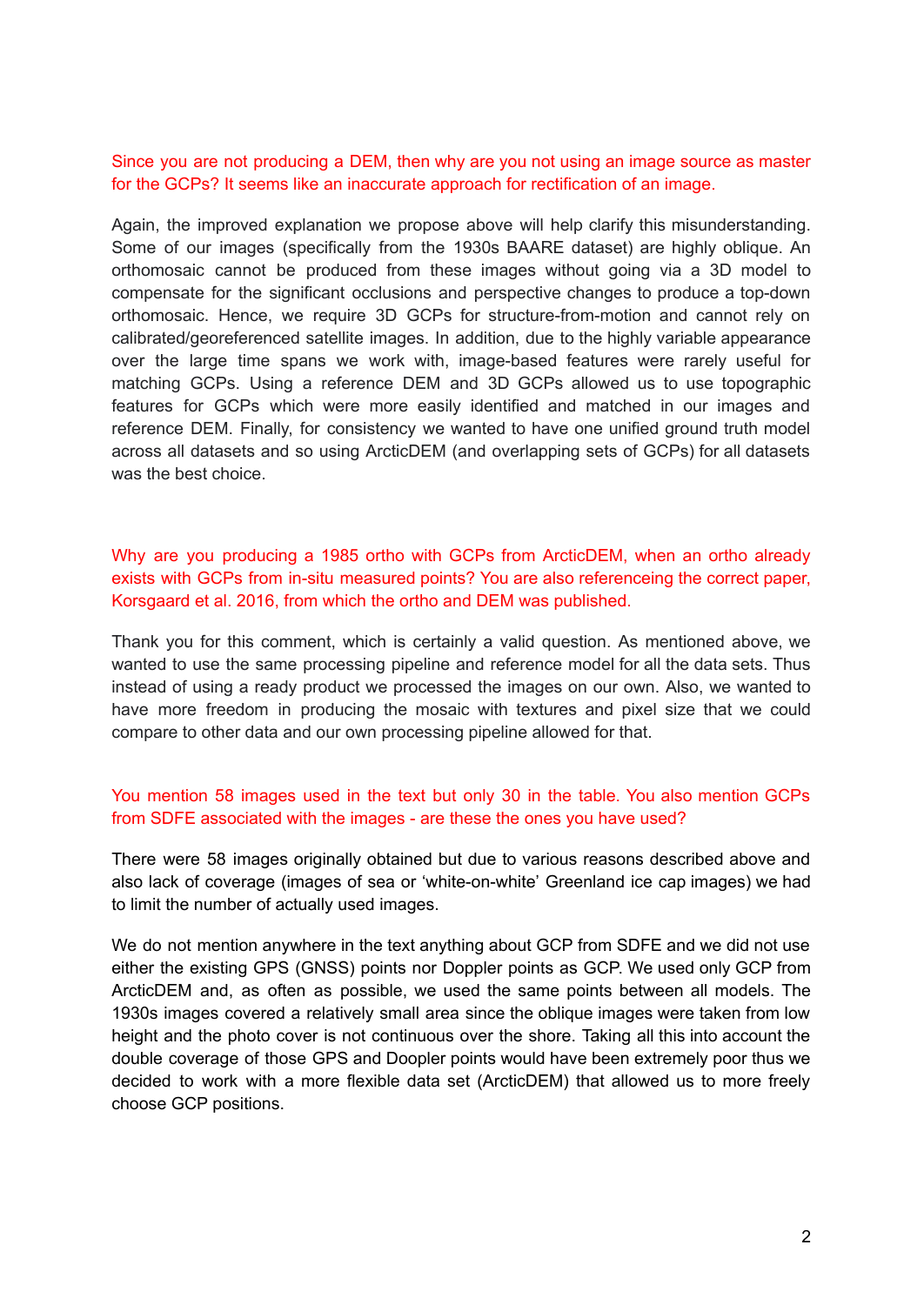Since you are not producing a DEM, then why are you not using an image source as master for the GCPs? It seems like an inaccurate approach for rectification of an image.

Again, the improved explanation we propose above will help clarify this misunderstanding. Some of our images (specifically from the 1930s BAARE dataset) are highly oblique. An orthomosaic cannot be produced from these images without going via a 3D model to compensate for the significant occlusions and perspective changes to produce a top-down orthomosaic. Hence, we require 3D GCPs for structure-from-motion and cannot rely on calibrated/georeferenced satellite images. In addition, due to the highly variable appearance over the large time spans we work with, image-based features were rarely useful for matching GCPs. Using a reference DEM and 3D GCPs allowed us to use topographic features for GCPs which were more easily identified and matched in our images and reference DEM. Finally, for consistency we wanted to have one unified ground truth model across all datasets and so using ArcticDEM (and overlapping sets of GCPs) for all datasets was the best choice.

Why are you producing a 1985 ortho with GCPs from ArcticDEM, when an ortho already exists with GCPs from in-situ measured points? You are also referenceing the correct paper, Korsgaard et al. 2016, from which the ortho and DEM was published.

Thank you for this comment, which is certainly a valid question. As mentioned above, we wanted to use the same processing pipeline and reference model for all the data sets. Thus instead of using a ready product we processed the images on our own. Also, we wanted to have more freedom in producing the mosaic with textures and pixel size that we could compare to other data and our own processing pipeline allowed for that.

You mention 58 images used in the text but only 30 in the table. You also mention GCPs from SDFE associated with the images - are these the ones you have used?

There were 58 images originally obtained but due to various reasons described above and also lack of coverage (images of sea or 'white-on-white' Greenland ice cap images) we had to limit the number of actually used images.

We do not mention anywhere in the text anything about GCP from SDFE and we did not use either the existing GPS (GNSS) points nor Doppler points as GCP. We used only GCP from ArcticDEM and, as often as possible, we used the same points between all models. The 1930s images covered a relatively small area since the oblique images were taken from low height and the photo cover is not continuous over the shore. Taking all this into account the double coverage of those GPS and Doopler points would have been extremely poor thus we decided to work with a more flexible data set (ArcticDEM) that allowed us to more freely choose GCP positions.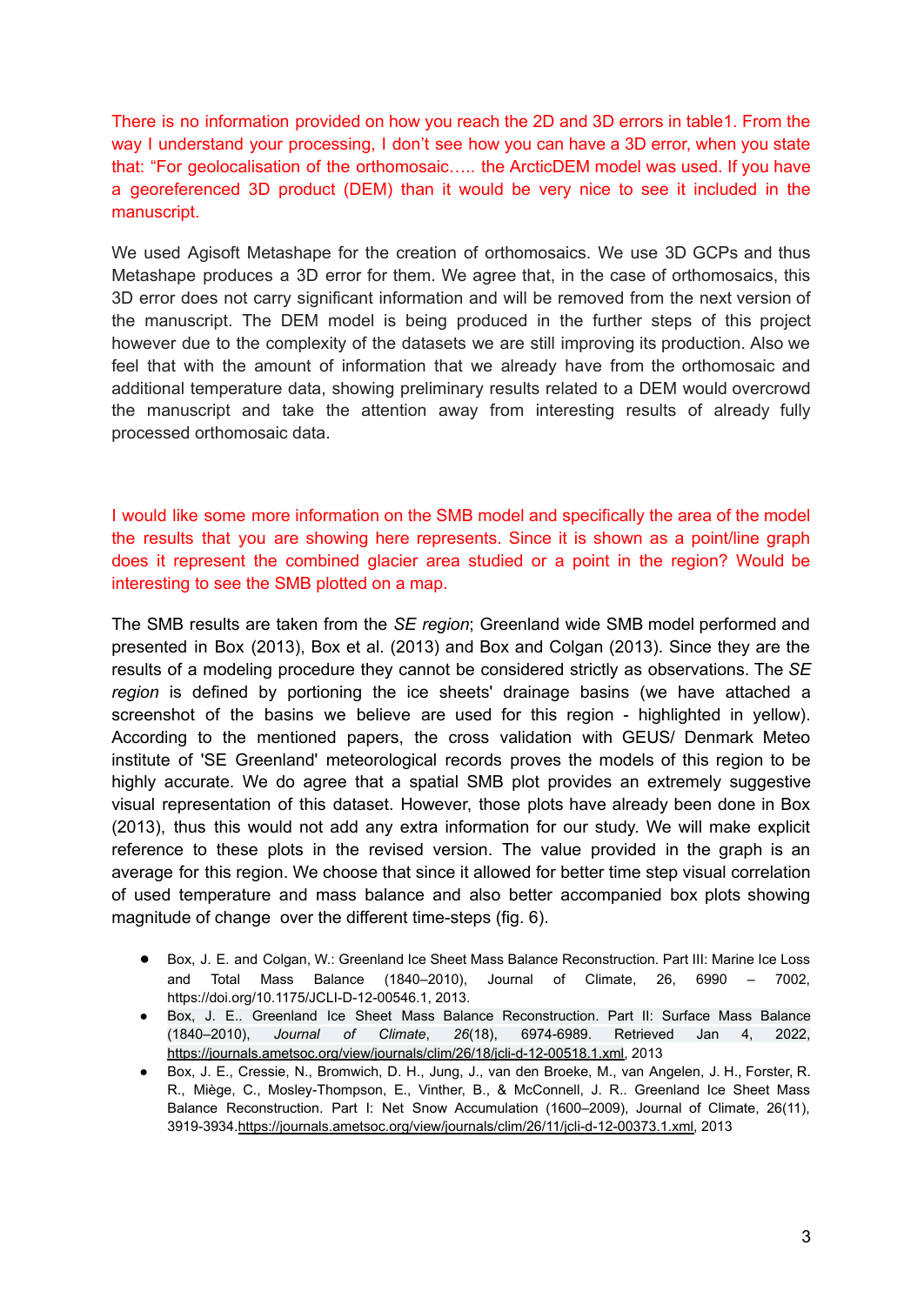There is no information provided on how you reach the 2D and 3D errors in table1. From the way I understand your processing, I don't see how you can have a 3D error, when you state that: "For geolocalisation of the orthomosaic….. the ArcticDEM model was used. If you have a georeferenced 3D product (DEM) than it would be very nice to see it included in the manuscript.

We used Agisoft Metashape for the creation of orthomosaics. We use 3D GCPs and thus Metashape produces a 3D error for them. We agree that, in the case of orthomosaics, this 3D error does not carry significant information and will be removed from the next version of the manuscript. The DEM model is being produced in the further steps of this project however due to the complexity of the datasets we are still improving its production. Also we feel that with the amount of information that we already have from the orthomosaic and additional temperature data, showing preliminary results related to a DEM would overcrowd the manuscript and take the attention away from interesting results of already fully processed orthomosaic data.

I would like some more information on the SMB model and specifically the area of the model the results that you are showing here represents. Since it is shown as a point/line graph does it represent the combined glacier area studied or a point in the region? Would be interesting to see the SMB plotted on a map.

The SMB results are taken from the *SE region*; Greenland wide SMB model performed and presented in Box (2013), Box et al. (2013) and Box and Colgan (2013). Since they are the results of a modeling procedure they cannot be considered strictly as observations. The *SE region* is defined by portioning the ice sheets' drainage basins (we have attached a screenshot of the basins we believe are used for this region - highlighted in yellow). According to the mentioned papers, the cross validation with GEUS/ Denmark Meteo institute of 'SE Greenland' meteorological records proves the models of this region to be highly accurate. We do agree that a spatial SMB plot provides an extremely suggestive visual representation of this dataset. However, those plots have already been done in Box (2013), thus this would not add any extra information for our study. We will make explicit reference to these plots in the revised version. The value provided in the graph is an average for this region. We choose that since it allowed for better time step visual correlation of used temperature and mass balance and also better accompanied box plots showing magnitude of change over the different time-steps (fig. 6).

- Box, J. E. and Colgan, W.: Greenland Ice Sheet Mass Balance Reconstruction. Part III: Marine Ice Loss and Total Mass Balance (1840–2010), Journal of Climate, 26, 6990 – 7002, https://doi.org/10.1175/JCLI-D-12-00546.1, 2013.
- Box, J. E.. Greenland Ice Sheet Mass Balance Reconstruction. Part II: Surface Mass Balance (1840–2010), *Journal of Climate*, *26*(18), 6974-6989. Retrieved Jan 4, 2022, https://journals.ametsoc.org/view/journals/clim/26/18/jcli-d-12-00518.1.xml, 2013
- Box, J. E., Cressie, N., Bromwich, D. H., Jung, J., van den Broeke, M., van Angelen, J. H., Forster, R. R., Miège, C., Mosley-Thompson, E., Vinther, B., & McConnell, J. R.. Greenland Ice Sheet Mass Balance Reconstruction. Part I: Net Snow Accumulation (1600–2009), Journal of Climate, 26(11), 3919-3934.https://journals.ametsoc.org/view/journals/clim/26/11/jcli-d-12-00373.1.xml, 2013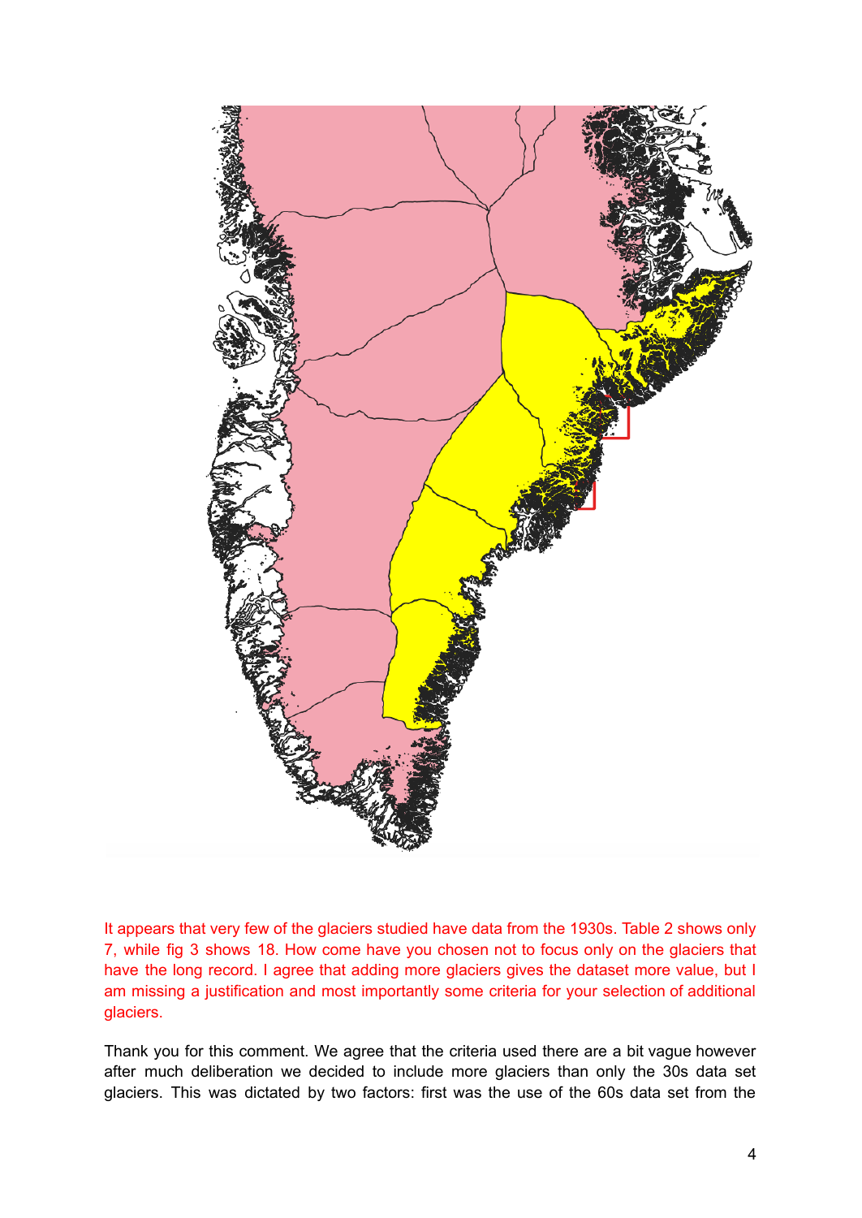It appears that very few of the glaciers studied have data from the 1930s. Table 2 shows only 7, while fig 3 shows 18. How come have you chosen not to focus only on the glaciers that have the long record. I agree that adding more glaciers gives the dataset more value, but I am missing a justification and most importantly some criteria for your selection of additional glaciers.

Thank you for this comment. We agree that the criteria used there are a bit vague however after much deliberation we decided to include more glaciers than only the 30s data set glaciers. This was dictated by two factors: first was the use of the 60s data set from the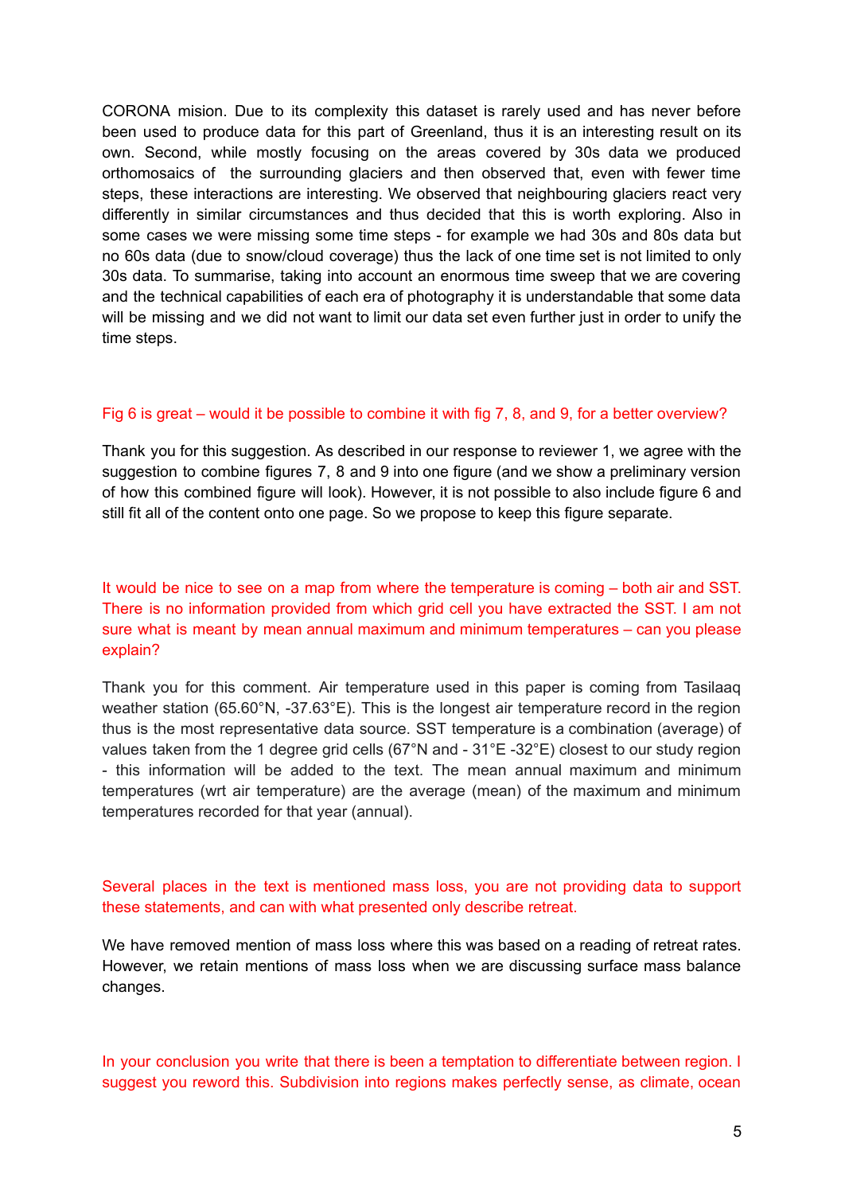CORONA mision. Due to its complexity this dataset is rarely used and has never before been used to produce data for this part of Greenland, thus it is an interesting result on its own. Second, while mostly focusing on the areas covered by 30s data we produced orthomosaics of the surrounding glaciers and then observed that, even with fewer time steps, these interactions are interesting. We observed that neighbouring glaciers react very differently in similar circumstances and thus decided that this is worth exploring. Also in some cases we were missing some time steps - for example we had 30s and 80s data but no 60s data (due to snow/cloud coverage) thus the lack of one time set is not limited to only 30s data. To summarise, taking into account an enormous time sweep that we are covering and the technical capabilities of each era of photography it is understandable that some data will be missing and we did not want to limit our data set even further just in order to unify the time steps.

Fig 6 is great – would it be possible to combine it with fig 7, 8, and 9, for a better overview?

Thank you for this suggestion. As described in our response to reviewer 1, we agree with the suggestion to combine figures 7, 8 and 9 into one figure (and we show a preliminary version of how this combined figure will look). However, it is not possible to also include figure 6 and still fit all of the content onto one page. So we propose to keep this figure separate.

It would be nice to see on a map from where the temperature is coming – both air and SST. There is no information provided from which grid cell you have extracted the SST. I am not sure what is meant by mean annual maximum and minimum temperatures – can you please explain?

Thank you for this comment. Air temperature used in this paper is coming from Tasilaaq weather station (65.60°N, -37.63°E). This is the longest air temperature record in the region thus is the most representative data source. SST temperature is a combination (average) of values taken from the 1 degree grid cells (67°N and - 31°E -32°E) closest to our study region - this information will be added to the text. The mean annual maximum and minimum temperatures (wrt air temperature) are the average (mean) of the maximum and minimum temperatures recorded for that year (annual).

Several places in the text is mentioned mass loss, you are not providing data to support these statements, and can with what presented only describe retreat.

We have removed mention of mass loss where this was based on a reading of retreat rates. However, we retain mentions of mass loss when we are discussing surface mass balance changes.

In your conclusion you write that there is been a temptation to differentiate between region. I suggest you reword this. Subdivision into regions makes perfectly sense, as climate, ocean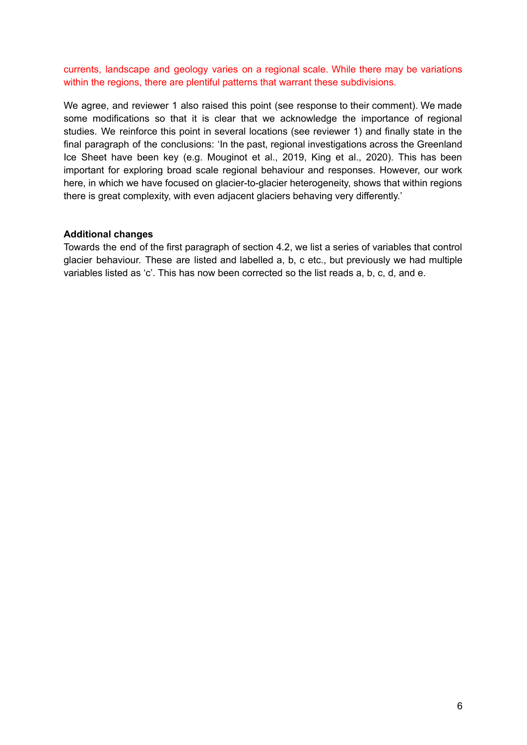currents, landscape and geology varies on a regional scale. While there may be variations within the regions, there are plentiful patterns that warrant these subdivisions.

We agree, and reviewer 1 also raised this point (see response to their comment). We made some modifications so that it is clear that we acknowledge the importance of regional studies. We reinforce this point in several locations (see reviewer 1) and finally state in the final paragraph of the conclusions: 'In the past, regional investigations across the Greenland Ice Sheet have been key (e.g. Mouginot et al., 2019, King et al., 2020). This has been important for exploring broad scale regional behaviour and responses. However, our work here, in which we have focused on glacier-to-glacier heterogeneity, shows that within regions there is great complexity, with even adjacent glaciers behaving very differently.'

**Additional changes**

Towards the end of the first paragraph of section 4.2, we list a series of variables that control glacier behaviour. These are listed and labelled a, b, c etc., but previously we had multiple variables listed as 'c'. This has now been corrected so the list reads a, b, c, d, and e.